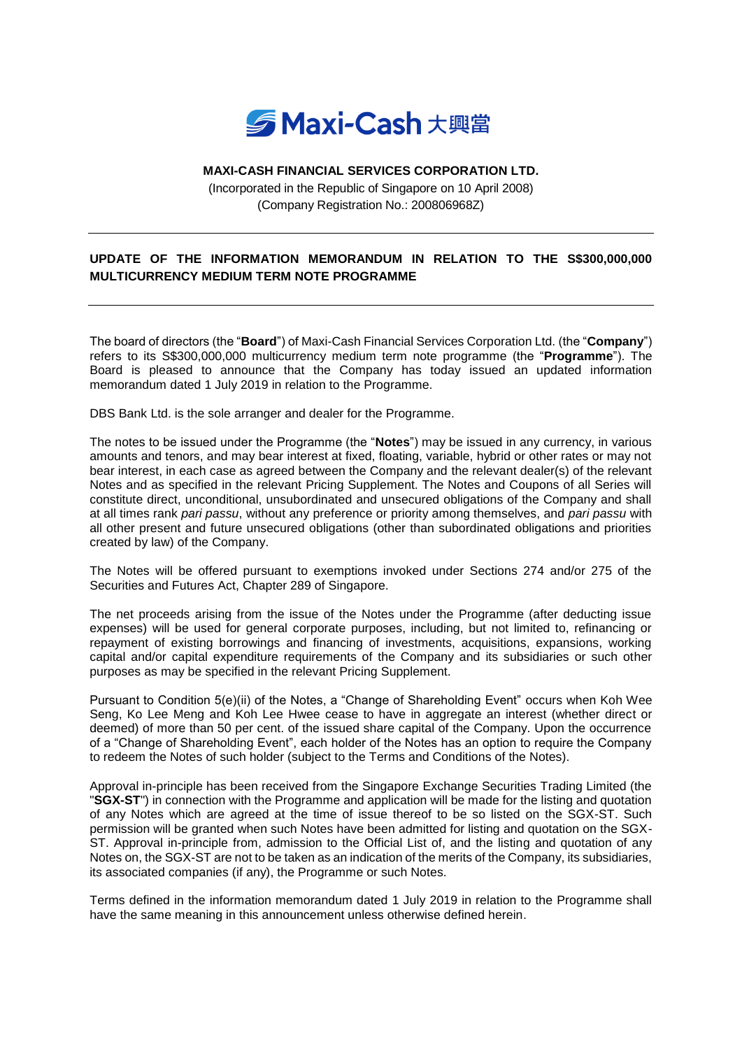Maxi-Cash 大興當

**MAXI-CASH FINANCIAL SERVICES CORPORATION LTD.**

(Incorporated in the Republic of Singapore on 10 April 2008)
(Company Registration No.: 200806968Z)

---

## UPDATE OF THE INFORMATION MEMORANDUM IN RELATION TO THE S$300,000,000 MULTICURRENCY MEDIUM TERM NOTE PROGRAMME

---

The board of directors (the "**Board**") of Maxi-Cash Financial Services Corporation Ltd. (the "**Company**") refers to its S$300,000,000 multicurrency medium term note programme (the "**Programme**"). The Board is pleased to announce that the Company has today issued an updated information memorandum dated 1 July 2019 in relation to the Programme.

DBS Bank Ltd. is the sole arranger and dealer for the Programme.

The notes to be issued under the Programme (the "**Notes**") may be issued in any currency, in various amounts and tenors, and may bear interest at fixed, floating, variable, hybrid or other rates or may not bear interest, in each case as agreed between the Company and the relevant dealer(s) of the relevant Notes and as specified in the relevant Pricing Supplement. The Notes and Coupons of all Series will constitute direct, unconditional, unsubordinated and unsecured obligations of the Company and shall at all times rank *pari passu*, without any preference or priority among themselves, and *pari passu* with all other present and future unsecured obligations (other than subordinated obligations and priorities created by law) of the Company.

The Notes will be offered pursuant to exemptions invoked under Sections 274 and/or 275 of the Securities and Futures Act, Chapter 289 of Singapore.

The net proceeds arising from the issue of the Notes under the Programme (after deducting issue expenses) will be used for general corporate purposes, including, but not limited to, refinancing or repayment of existing borrowings and financing of investments, acquisitions, expansions, working capital and/or capital expenditure requirements of the Company and its subsidiaries or such other purposes as may be specified in the relevant Pricing Supplement.

Pursuant to Condition 5(e)(ii) of the Notes, a "Change of Shareholding Event" occurs when Koh Wee Seng, Ko Lee Meng and Koh Lee Hwee cease to have in aggregate an interest (whether direct or deemed) of more than 50 per cent. of the issued share capital of the Company. Upon the occurrence of a "Change of Shareholding Event", each holder of the Notes has an option to require the Company to redeem the Notes of such holder (subject to the Terms and Conditions of the Notes).

Approval in-principle has been received from the Singapore Exchange Securities Trading Limited (the "**SGX-ST**") in connection with the Programme and application will be made for the listing and quotation of any Notes which are agreed at the time of issue thereof to be so listed on the SGX-ST. Such permission will be granted when such Notes have been admitted for listing and quotation on the SGX-ST. Approval in-principle from, admission to the Official List of, and the listing and quotation of any Notes on, the SGX-ST are not to be taken as an indication of the merits of the Company, its subsidiaries, its associated companies (if any), the Programme or such Notes.

Terms defined in the information memorandum dated 1 July 2019 in relation to the Programme shall have the same meaning in this announcement unless otherwise defined herein.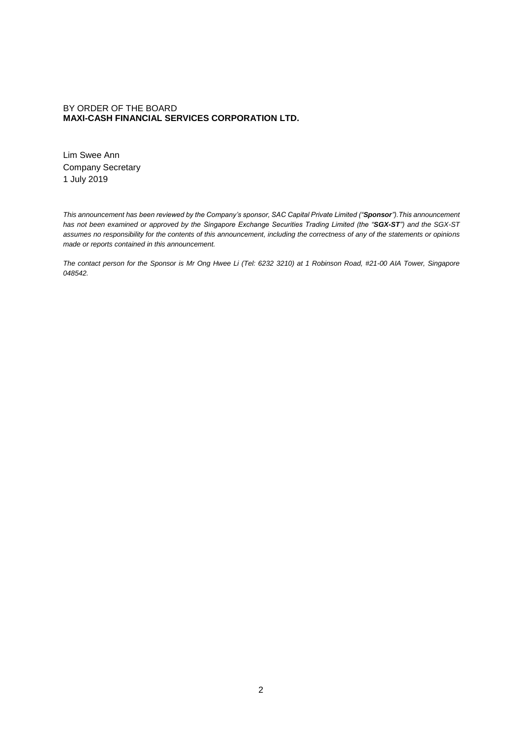BY ORDER OF THE BOARD
**MAXI-CASH FINANCIAL SERVICES CORPORATION LTD.**

Lim Swee Ann
Company Secretary
1 July 2019

*This announcement has been reviewed by the Company's sponsor, SAC Capital Private Limited ("**Sponsor**").This announcement has not been examined or approved by the Singapore Exchange Securities Trading Limited (the "**SGX-ST**") and the SGX-ST assumes no responsibility for the contents of this announcement, including the correctness of any of the statements or opinions made or reports contained in this announcement.*

*The contact person for the Sponsor is Mr Ong Hwee Li (Tel: 6232 3210) at 1 Robinson Road, #21-00 AIA Tower, Singapore 048542.*